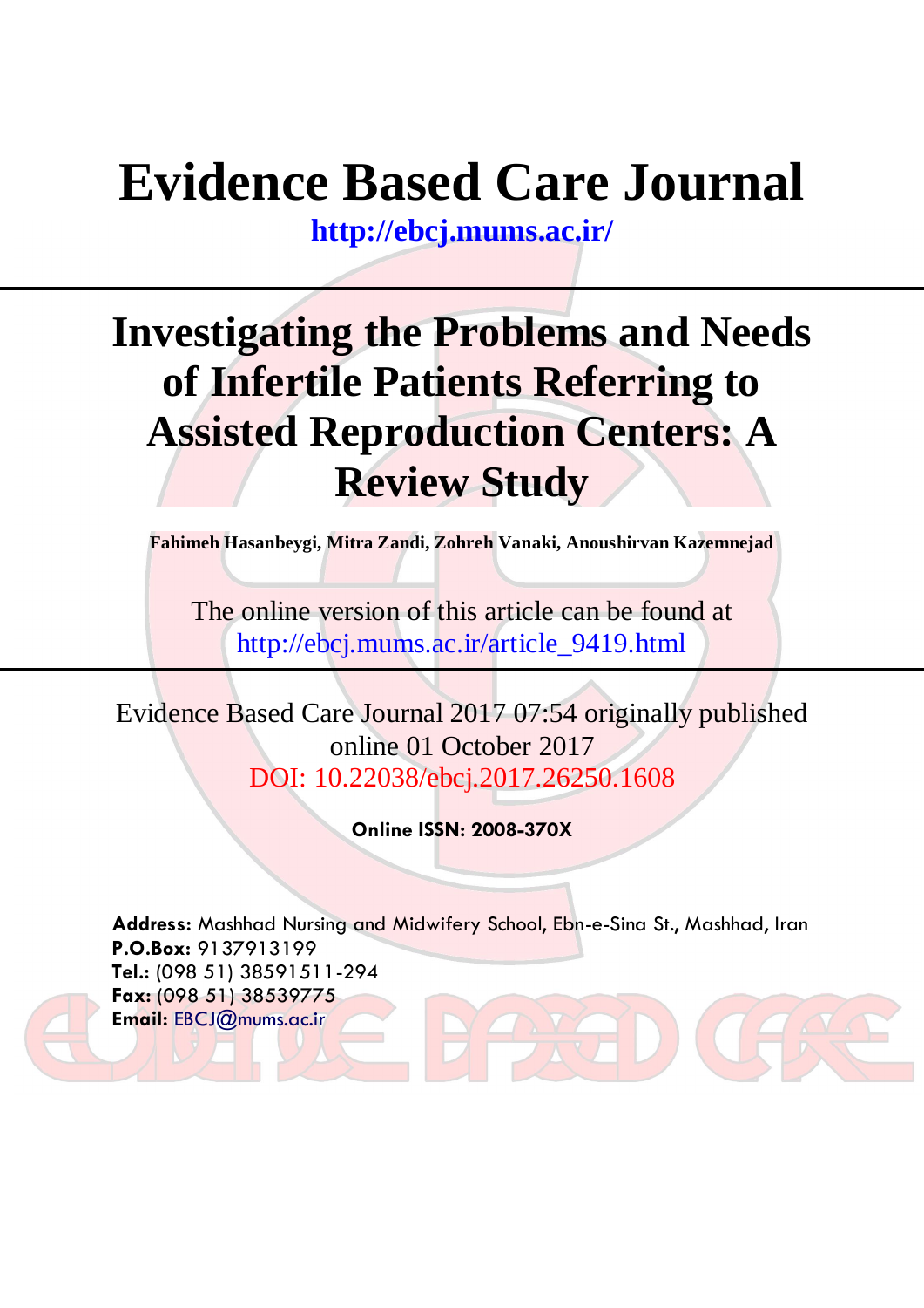# Evidence Based Care Journal

**http://ebcj.mums.ac.ir/**

# Investigating the Problems and Needs of Infertile Patients Referring to Assisted Reproduction Centers: A Review Study

**Fahimeh Hasanbeygi, Mitra Zandi, Zohreh Vanaki, Anoushirvan Kazemnejad**

The online version of this article can be found at
http://ebcj.mums.ac.ir/article_9419.html

Evidence Based Care Journal 2017 07:54 originally published online 01 October 2017
DOI: 10.22038/ebcj.2017.26250.1608

**Online ISSN: 2008-370X**

**Address:** Mashhad Nursing and Midwifery School, Ebn-e-Sina St., Mashhad, Iran
**P.O.Box:** 9137913199
**Tel.:** (098 51) 38591511-294
**Fax:** (098 51) 38539775
**Email:** EBCJ@mums.ac.ir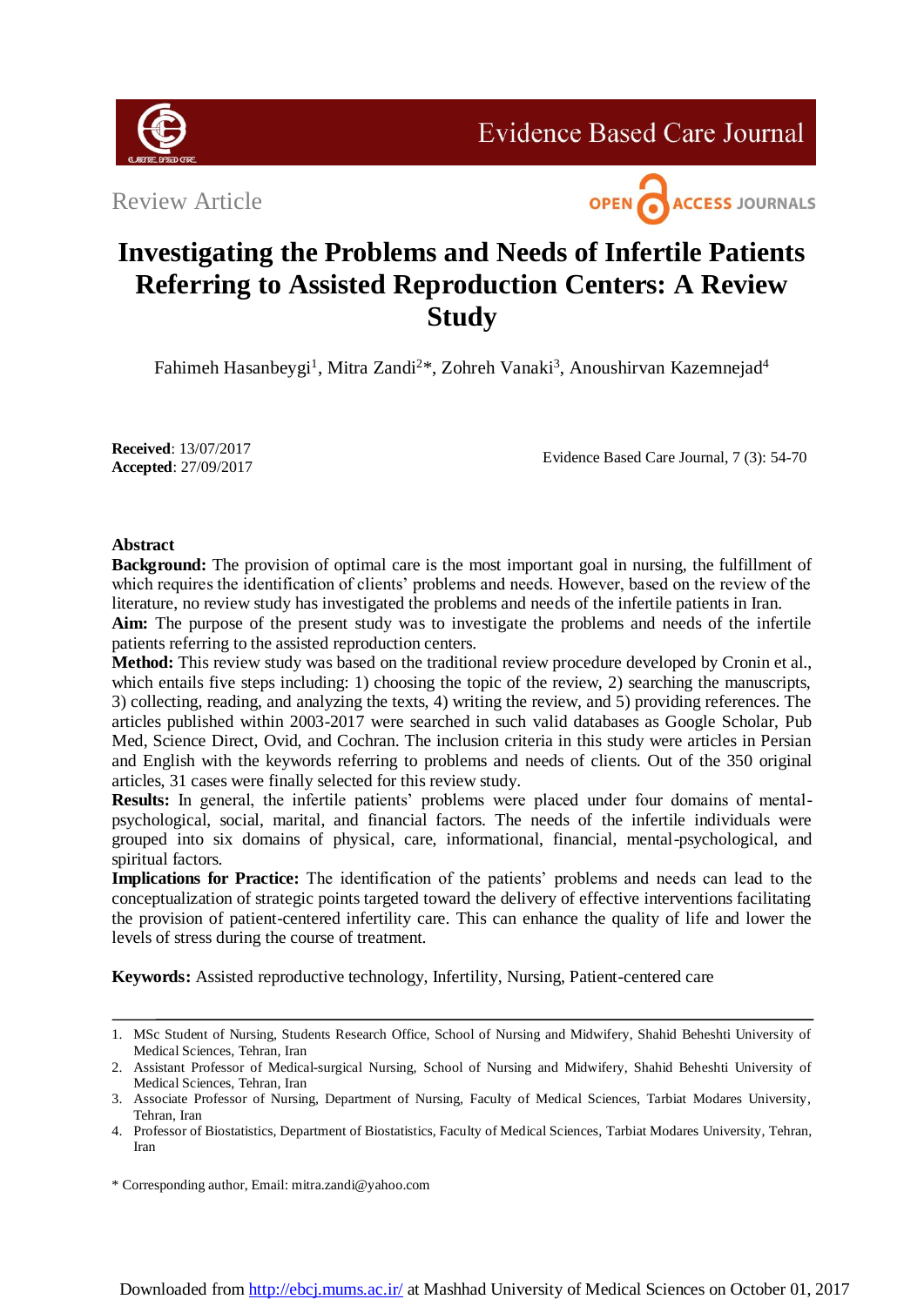Review Article

# Investigating the Problems and Needs of Infertile Patients Referring to Assisted Reproduction Centers: A Review Study

Fahimeh Hasanbeygi[1], Mitra Zandi[2]*, Zohreh Vanaki[3], Anoushirvan Kazemnejad[4]

**Received**: 13/07/2017
**Accepted**: 27/09/2017

## Abstract

**Background:** The provision of optimal care is the most important goal in nursing, the fulfillment of which requires the identification of clients' problems and needs. However, based on the review of the literature, no review study has investigated the problems and needs of the infertile patients in Iran.

**Aim:** The purpose of the present study was to investigate the problems and needs of the infertile patients referring to the assisted reproduction centers.

**Method:** This review study was based on the traditional review procedure developed by Cronin et al., which entails five steps including: 1) choosing the topic of the review, 2) searching the manuscripts, 3) collecting, reading, and analyzing the texts, 4) writing the review, and 5) providing references. The articles published within 2003-2017 were searched in such valid databases as Google Scholar, Pub Med, Science Direct, Ovid, and Cochran. The inclusion criteria in this study were articles in Persian and English with the keywords referring to problems and needs of clients. Out of the 350 original articles, 31 cases were finally selected for this review study.

**Results:** In general, the infertile patients' problems were placed under four domains of mental-psychological, social, marital, and financial factors. The needs of the infertile individuals were grouped into six domains of physical, care, informational, financial, mental-psychological, and spiritual factors.

**Implications for Practice:** The identification of the patients' problems and needs can lead to the conceptualization of strategic points targeted toward the delivery of effective interventions facilitating the provision of patient-centered infertility care. This can enhance the quality of life and lower the levels of stress during the course of treatment.

**Keywords:** Assisted reproductive technology, Infertility, Nursing, Patient-centered care

---

1. MSc Student of Nursing, Students Research Office, School of Nursing and Midwifery, Shahid Beheshti University of Medical Sciences, Tehran, Iran
2. Assistant Professor of Medical-surgical Nursing, School of Nursing and Midwifery, Shahid Beheshti University of Medical Sciences, Tehran, Iran
3. Associate Professor of Nursing, Department of Nursing, Faculty of Medical Sciences, Tarbiat Modares University, Tehran, Iran
4. Professor of Biostatistics, Department of Biostatistics, Faculty of Medical Sciences, Tarbiat Modares University, Tehran, Iran

\* Corresponding author, Email: mitra.zandi@yahoo.com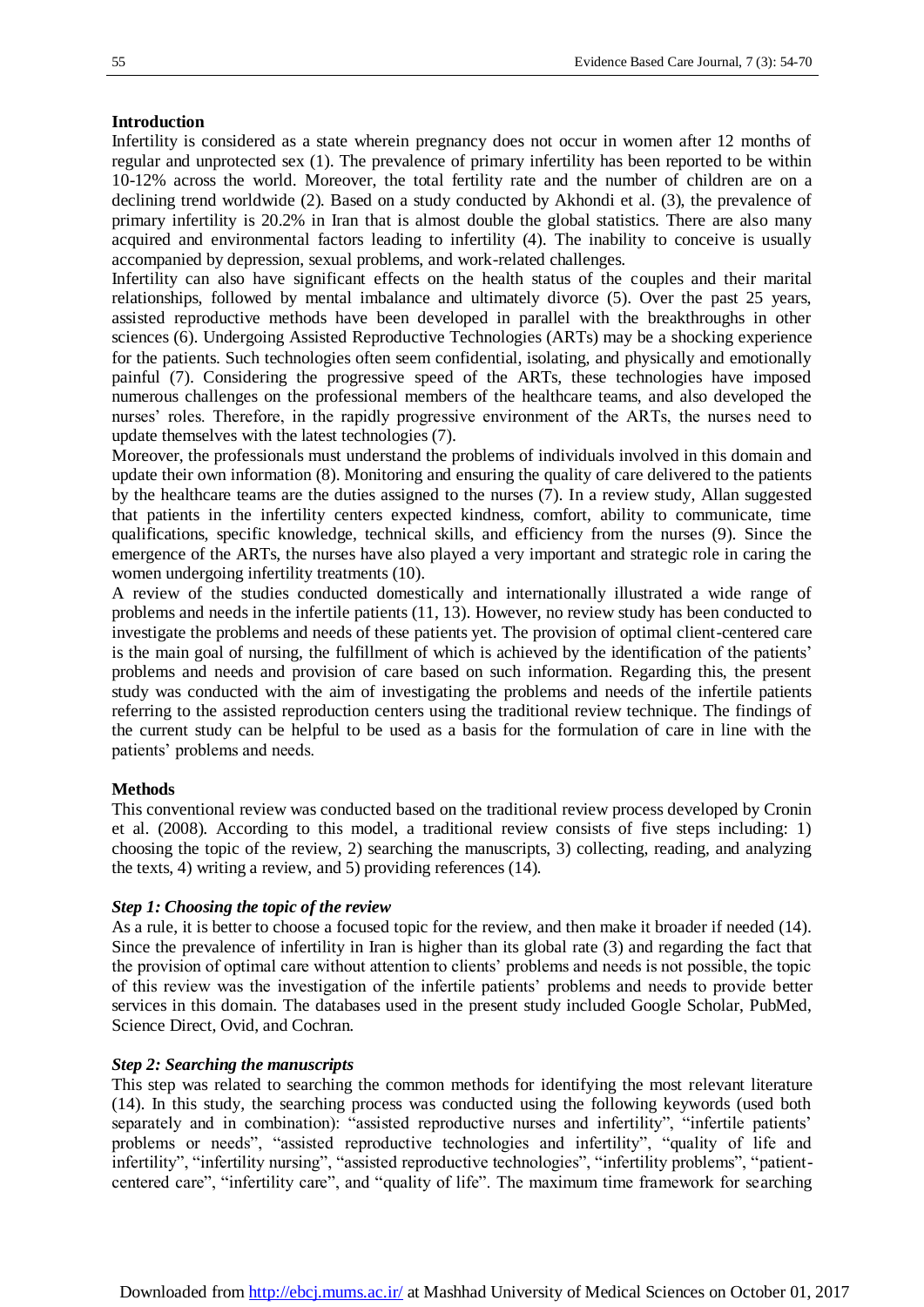## Introduction

Infertility is considered as a state wherein pregnancy does not occur in women after 12 months of regular and unprotected sex (1). The prevalence of primary infertility has been reported to be within 10-12% across the world. Moreover, the total fertility rate and the number of children are on a declining trend worldwide (2). Based on a study conducted by Akhondi et al. (3), the prevalence of primary infertility is 20.2% in Iran that is almost double the global statistics. There are also many acquired and environmental factors leading to infertility (4). The inability to conceive is usually accompanied by depression, sexual problems, and work-related challenges.

Infertility can also have significant effects on the health status of the couples and their marital relationships, followed by mental imbalance and ultimately divorce (5). Over the past 25 years, assisted reproductive methods have been developed in parallel with the breakthroughs in other sciences (6). Undergoing Assisted Reproductive Technologies (ARTs) may be a shocking experience for the patients. Such technologies often seem confidential, isolating, and physically and emotionally painful (7). Considering the progressive speed of the ARTs, these technologies have imposed numerous challenges on the professional members of the healthcare teams, and also developed the nurses' roles. Therefore, in the rapidly progressive environment of the ARTs, the nurses need to update themselves with the latest technologies (7).

Moreover, the professionals must understand the problems of individuals involved in this domain and update their own information (8). Monitoring and ensuring the quality of care delivered to the patients by the healthcare teams are the duties assigned to the nurses (7). In a review study, Allan suggested that patients in the infertility centers expected kindness, comfort, ability to communicate, time qualifications, specific knowledge, technical skills, and efficiency from the nurses (9). Since the emergence of the ARTs, the nurses have also played a very important and strategic role in caring the women undergoing infertility treatments (10).

A review of the studies conducted domestically and internationally illustrated a wide range of problems and needs in the infertile patients (11, 13). However, no review study has been conducted to investigate the problems and needs of these patients yet. The provision of optimal client-centered care is the main goal of nursing, the fulfillment of which is achieved by the identification of the patients' problems and needs and provision of care based on such information. Regarding this, the present study was conducted with the aim of investigating the problems and needs of the infertile patients referring to the assisted reproduction centers using the traditional review technique. The findings of the current study can be helpful to be used as a basis for the formulation of care in line with the patients' problems and needs.

## Methods

This conventional review was conducted based on the traditional review process developed by Cronin et al. (2008). According to this model, a traditional review consists of five steps including: 1) choosing the topic of the review, 2) searching the manuscripts, 3) collecting, reading, and analyzing the texts, 4) writing a review, and 5) providing references (14).

### *Step 1: Choosing the topic of the review*

As a rule, it is better to choose a focused topic for the review, and then make it broader if needed (14). Since the prevalence of infertility in Iran is higher than its global rate (3) and regarding the fact that the provision of optimal care without attention to clients' problems and needs is not possible, the topic of this review was the investigation of the infertile patients' problems and needs to provide better services in this domain. The databases used in the present study included Google Scholar, PubMed, Science Direct, Ovid, and Cochran.

### *Step 2: Searching the manuscripts*

This step was related to searching the common methods for identifying the most relevant literature (14). In this study, the searching process was conducted using the following keywords (used both separately and in combination): "assisted reproductive nurses and infertility", "infertile patients' problems or needs", "assisted reproductive technologies and infertility", "quality of life and infertility", "infertility nursing", "assisted reproductive technologies", "infertility problems", "patient-centered care", "infertility care", and "quality of life". The maximum time framework for searching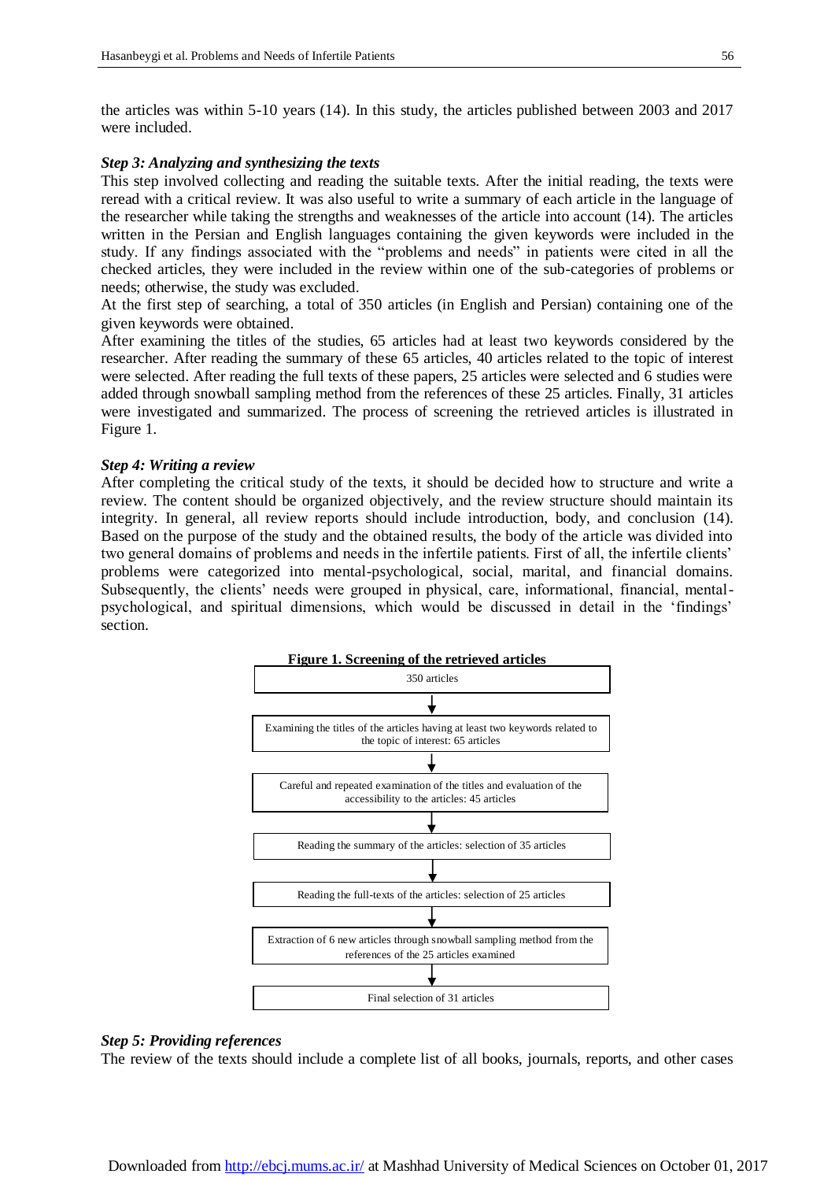the articles was within 5-10 years (14). In this study, the articles published between 2003 and 2017 were included.

### *Step 3: Analyzing and synthesizing the texts*

This step involved collecting and reading the suitable texts. After the initial reading, the texts were reread with a critical review. It was also useful to write a summary of each article in the language of the researcher while taking the strengths and weaknesses of the article into account (14). The articles written in the Persian and English languages containing the given keywords were included in the study. If any findings associated with the "problems and needs" in patients were cited in all the checked articles, they were included in the review within one of the sub-categories of problems or needs; otherwise, the study was excluded.

At the first step of searching, a total of 350 articles (in English and Persian) containing one of the given keywords were obtained.

After examining the titles of the studies, 65 articles had at least two keywords considered by the researcher. After reading the summary of these 65 articles, 40 articles related to the topic of interest were selected. After reading the full texts of these papers, 25 articles were selected and 6 studies were added through snowball sampling method from the references of these 25 articles. Finally, 31 articles were investigated and summarized. The process of screening the retrieved articles is illustrated in Figure 1.

### *Step 4: Writing a review*

After completing the critical study of the texts, it should be decided how to structure and write a review. The content should be organized objectively, and the review structure should maintain its integrity. In general, all review reports should include introduction, body, and conclusion (14). Based on the purpose of the study and the obtained results, the body of the article was divided into two general domains of problems and needs in the infertile patients. First of all, the infertile clients' problems were categorized into mental-psychological, social, marital, and financial domains. Subsequently, the clients' needs were grouped in physical, care, informational, financial, mental-psychological, and spiritual dimensions, which would be discussed in detail in the 'findings' section.

**Figure 1. Screening of the retrieved articles**

350 articles

↓

Examining the titles of the articles having at least two keywords related to the topic of interest: 65 articles

↓

Careful and repeated examination of the titles and evaluation of the accessibility to the articles: 45 articles

↓

Reading the summary of the articles: selection of 35 articles

↓

Reading the full-texts of the articles: selection of 25 articles

↓

Extraction of 6 new articles through snowball sampling method from the references of the 25 articles examined

↓

Final selection of 31 articles

### *Step 5: Providing references*

The review of the texts should include a complete list of all books, journals, reports, and other cases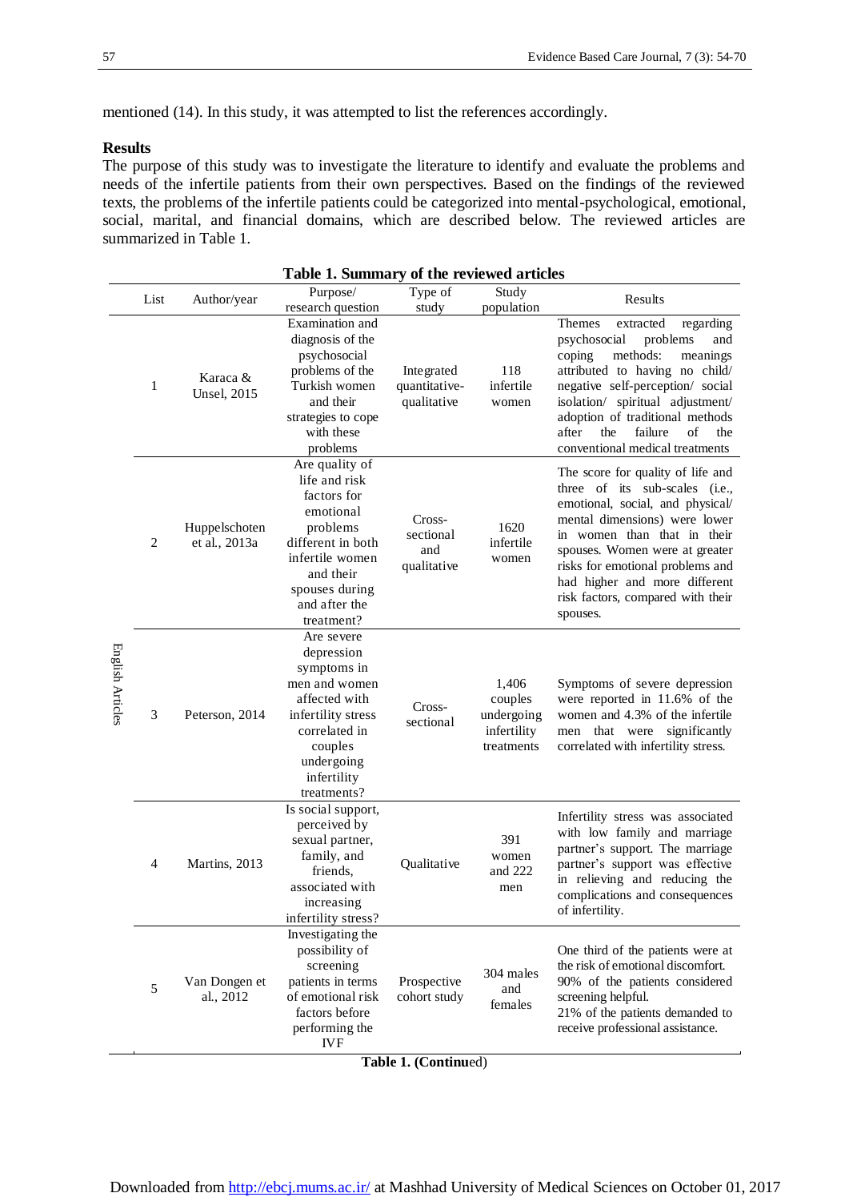mentioned (14). In this study, it was attempted to list the references accordingly.

**Results**

The purpose of this study was to investigate the literature to identify and evaluate the problems and needs of the infertile patients from their own perspectives. Based on the findings of the reviewed texts, the problems of the infertile patients could be categorized into mental-psychological, emotional, social, marital, and financial domains, which are described below. The reviewed articles are summarized in Table 1.

**Table 1. Summary of the reviewed articles**

| | List | Author/year | Purpose/ research question | Type of study | Study population | Results |
|---|---|---|---|---|---|---|
| English Articles | 1 | Karaca & Unsel, 2015 | Examination and diagnosis of the psychosocial problems of the Turkish women and their strategies to cope with these problems | Integrated quantitative-qualitative | 118 infertile women | Themes extracted regarding psychosocial problems and coping methods: meanings attributed to having no child/ negative self-perception/ social isolation/ spiritual adjustment/ adoption of traditional methods after the failure of the conventional medical treatments |
| | 2 | Huppelschoten et al., 2013a | Are quality of life and risk factors for emotional problems different in both infertile women and their spouses during and after the treatment? | Cross-sectional and qualitative | 1620 infertile women | The score for quality of life and three of its sub-scales (i.e., emotional, social, and physical/ mental dimensions) were lower in women than that in their spouses. Women were at greater risks for emotional problems and had higher and more different risk factors, compared with their spouses. |
| | 3 | Peterson, 2014 | Are severe depression symptoms in men and women affected with infertility stress correlated in couples undergoing infertility treatments? | Cross-sectional | 1,406 couples undergoing infertility treatments | Symptoms of severe depression were reported in 11.6% of the women and 4.3% of the infertile men that were significantly correlated with infertility stress. |
| | 4 | Martins, 2013 | Is social support, perceived by sexual partner, family, and friends, associated with increasing infertility stress? | Qualitative | 391 women and 222 men | Infertility stress was associated with low family and marriage partner's support. The marriage partner's support was effective in relieving and reducing the complications and consequences of infertility. |
| | 5 | Van Dongen et al., 2012 | Investigating the possibility of screening patients in terms of emotional risk factors before performing the IVF | Prospective cohort study | 304 males and females | One third of the patients were at the risk of emotional discomfort. 90% of the patients considered screening helpful. 21% of the patients demanded to receive professional assistance. |

**Table 1. (Continued)**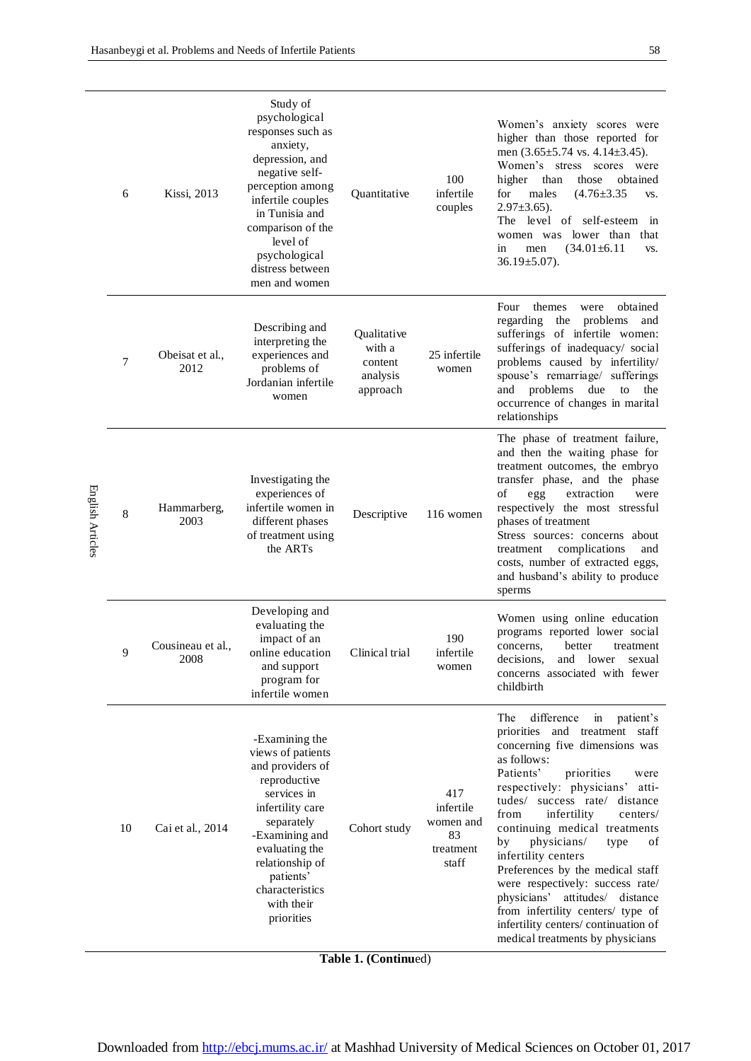| | | | | | |
|---|---|---|---|---|---|
| English Articles | 6 | Kissi, 2013 | Study of psychological responses such as anxiety, depression, and negative self-perception among infertile couples in Tunisia and comparison of the level of psychological distress between men and women | Quantitative | 100 infertile couples | Women's anxiety scores were higher than those reported for men (3.65±5.74 vs. 4.14±3.45). Women's stress scores were higher than those obtained for males (4.76±3.35 vs. 2.97±3.65). The level of self-esteem in women was lower than that in men (34.01±6.11 vs. 36.19±5.07). |
| | 7 | Obeisat et al., 2012 | Describing and interpreting the experiences and problems of Jordanian infertile women | Qualitative with a content analysis approach | 25 infertile women | Four themes were obtained regarding the problems and sufferings of infertile women: sufferings of inadequacy/ social problems caused by infertility/ spouse's remarriage/ sufferings and problems due to the occurrence of changes in marital relationships |
| | 8 | Hammarberg, 2003 | Investigating the experiences of infertile women in different phases of treatment using the ARTs | Descriptive | 116 women | The phase of treatment failure, and then the waiting phase for treatment outcomes, the embryo transfer phase, and the phase of egg extraction were respectively the most stressful phases of treatment<br>Stress sources: concerns about treatment complications and costs, number of extracted eggs, and husband's ability to produce sperms |
| | 9 | Cousineau et al., 2008 | Developing and evaluating the impact of an online education and support program for infertile women | Clinical trial | 190 infertile women | Women using online education programs reported lower social concerns, better treatment decisions, and lower sexual concerns associated with fewer childbirth |
| | 10 | Cai et al., 2014 | -Examining the views of patients and providers of reproductive services in infertility care separately<br>-Examining and evaluating the relationship of patients' characteristics with their priorities | Cohort study | 417 infertile women and 83 treatment staff | The difference in patient's priorities and treatment staff concerning five dimensions was as follows:<br>Patients' priorities were respectively: physicians' attitudes/ success rate/ distance from infertility centers/ continuing medical treatments by physicians/ type of infertility centers<br>Preferences by the medical staff were respectively: success rate/ physicians' attitudes/ distance from infertility centers/ type of infertility centers/ continuation of medical treatments by physicians |

**Table 1. (Continued)**

Downloaded from http://ebcj.mums.ac.ir/ at Mashhad University of Medical Sciences on October 01, 2017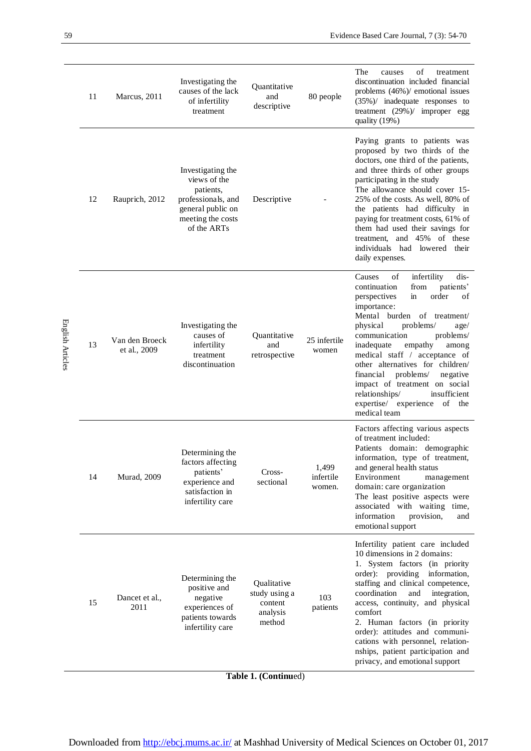| 11 | Marcus, 2011 | Investigating the causes of the lack of infertility treatment | Quantitative and descriptive | 80 people | The causes of treatment discontinuation included financial problems (46%)/ emotional issues (35%)/ inadequate responses to treatment (29%)/ improper egg quality (19%) |
|---|---|---|---|---|---|
| 12 | Rauprich, 2012 | Investigating the views of the patients, professionals, and general public on meeting the costs of the ARTs | Descriptive | - | Paying grants to patients was proposed by two thirds of the doctors, one third of the patients, and three thirds of other groups participating in the study<br>The allowance should cover 15-25% of the costs. As well, 80% of the patients had difficulty in paying for treatment costs, 61% of them had used their savings for treatment, and 45% of these individuals had lowered their daily expenses. |
| 13 | Van den Broeck et al., 2009 | Investigating the causes of infertility treatment discontinuation | Quantitative and retrospective | 25 infertile women | Causes of infertility dis-continuation from patients' perspectives in order of importance:<br>Mental burden of treatment/ physical problems/ age/ communication problems/ inadequate empathy among medical staff / acceptance of other alternatives for children/ financial problems/ negative impact of treatment on social relationships/ insufficient expertise/ experience of the medical team |
| 14 | Murad, 2009 | Determining the factors affecting patients' experience and satisfaction in infertility care | Cross-sectional | 1,499 infertile women. | Factors affecting various aspects of treatment included:<br>Patients domain: demographic information, type of treatment, and general health status<br>Environment management domain: care organization<br>The least positive aspects were associated with waiting time, information provision, and emotional support |
| 15 | Dancet et al., 2011 | Determining the positive and negative experiences of patients towards infertility care | Qualitative study using a content analysis method | 103 patients | Infertility patient care included 10 dimensions in 2 domains:<br>1. System factors (in priority order): providing information, staffing and clinical competence, coordination and integration, access, continuity, and physical comfort<br>2. Human factors (in priority order): attitudes and communi-cations with personnel, relation-nships, patient participation and privacy, and emotional support |

**Table 1. (Continued)**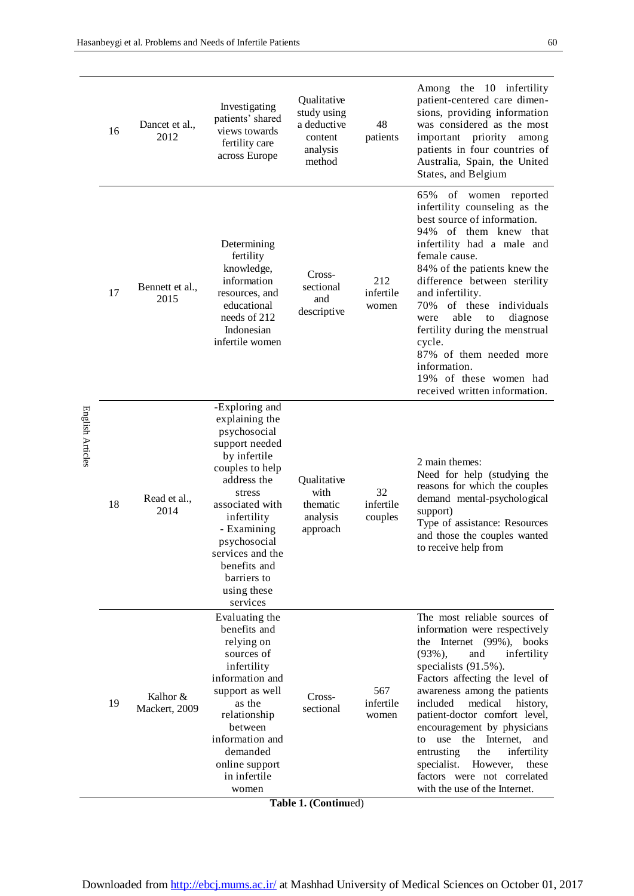| | | | | | |
|---|---|---|---|---|---|
| 16 | Dancet et al., 2012 | Investigating patients' shared views towards fertility care across Europe | Qualitative study using a deductive content analysis method | 48 patients | Among the 10 infertility patient-centered care dimensions, providing information was considered as the most important priority among patients in four countries of Australia, Spain, the United States, and Belgium |
| 17 | Bennett et al., 2015 | Determining fertility knowledge, information resources, and educational needs of 212 Indonesian infertile women | Cross-sectional and descriptive | 212 infertile women | 65% of women reported infertility counseling as the best source of information.<br>94% of them knew that infertility had a male and female cause.<br>84% of the patients knew the difference between sterility and infertility.<br>70% of these individuals were able to diagnose fertility during the menstrual cycle.<br>87% of them needed more information.<br>19% of these women had received written information. |
| 18 | Read et al., 2014 | -Exploring and explaining the psychosocial support needed by infertile couples to help address the stress associated with infertility<br>- Examining psychosocial services and the benefits and barriers to using these services | Qualitative with thematic analysis approach | 32 infertile couples | 2 main themes:<br>Need for help (studying the reasons for which the couples demand mental-psychological support)<br>Type of assistance: Resources and those the couples wanted to receive help from |
| 19 | Kalhor & Mackert, 2009 | Evaluating the benefits and relying on sources of infertility information and support as well as the relationship between information and demanded online support in infertile women | Cross-sectional | 567 infertile women | The most reliable sources of information were respectively the Internet (99%), books (93%), and infertility specialists (91.5%).<br>Factors affecting the level of awareness among the patients included medical history, patient-doctor comfort level, encouragement by physicians to use the Internet, and entrusting the infertility specialist. However, these factors were not correlated with the use of the Internet. |

**Table 1. (Continued)**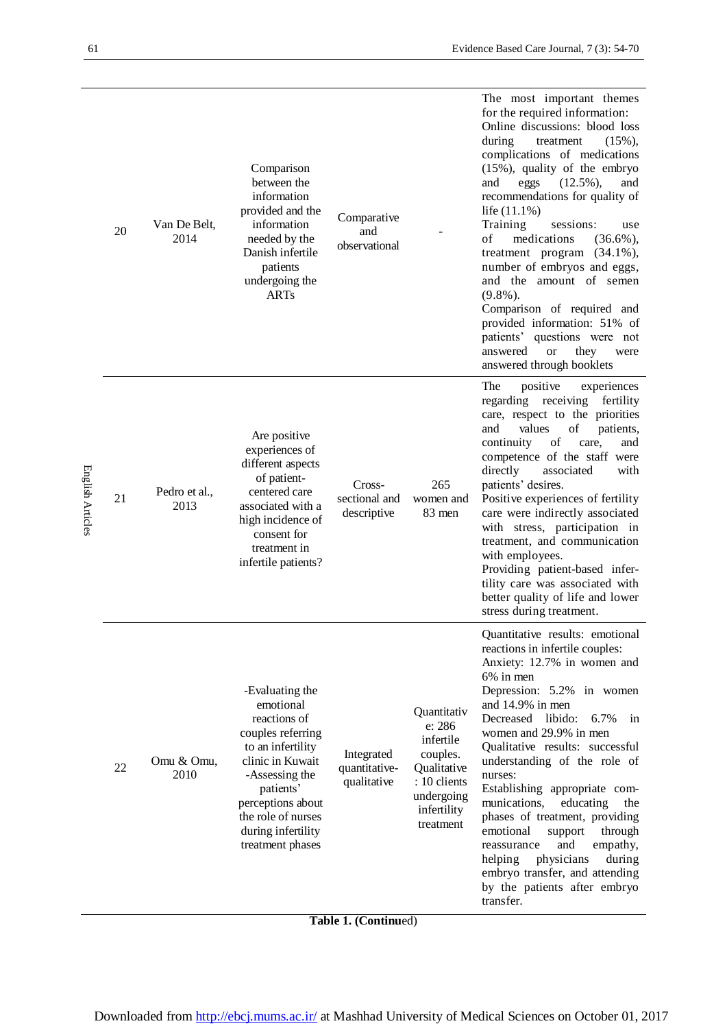| | | | | | |
|---|---|---|---|---|---|
| 20 | Van De Belt, 2014 | Comparison between the information provided and the information needed by the Danish infertile patients undergoing the ARTs | Comparative and observational | - | The most important themes for the required information: Online discussions: blood loss during treatment (15%), complications of medications (15%), quality of the embryo and eggs (12.5%), and recommendations for quality of life (11.1%) Training sessions: use of medications (36.6%), treatment program (34.1%), number of embryos and eggs, and the amount of semen (9.8%). Comparison of required and provided information: 51% of patients' questions were not answered or they were answered through booklets |
| 21 | Pedro et al., 2013 | Are positive experiences of different aspects of patient-centered care associated with a high incidence of consent for treatment in infertile patients? | Cross-sectional and descriptive | 265 women and 83 men | The positive experiences regarding receiving fertility care, respect to the priorities and values of patients, continuity of care, and competence of the staff were directly associated with patients' desires. Positive experiences of fertility care were indirectly associated with stress, participation in treatment, and communication with employees. Providing patient-based infertility care was associated with better quality of life and lower stress during treatment. |
| 22 | Omu & Omu, 2010 | -Evaluating the emotional reactions of couples referring to an infertility clinic in Kuwait -Assessing the patients' perceptions about the role of nurses during infertility treatment phases | Integrated quantitative-qualitative | Quantitative: 286 infertile couples. Qualitative: 10 clients undergoing infertility treatment | Quantitative results: emotional reactions in infertile couples: Anxiety: 12.7% in women and 6% in men Depression: 5.2% in women and 14.9% in men Decreased libido: 6.7% in women and 29.9% in men Qualitative results: successful understanding of the role of nurses: Establishing appropriate communications, educating the phases of treatment, providing emotional support through reassurance and empathy, helping physicians during embryo transfer, and attending by the patients after embryo transfer. |

**Table 1. (Continu**ed)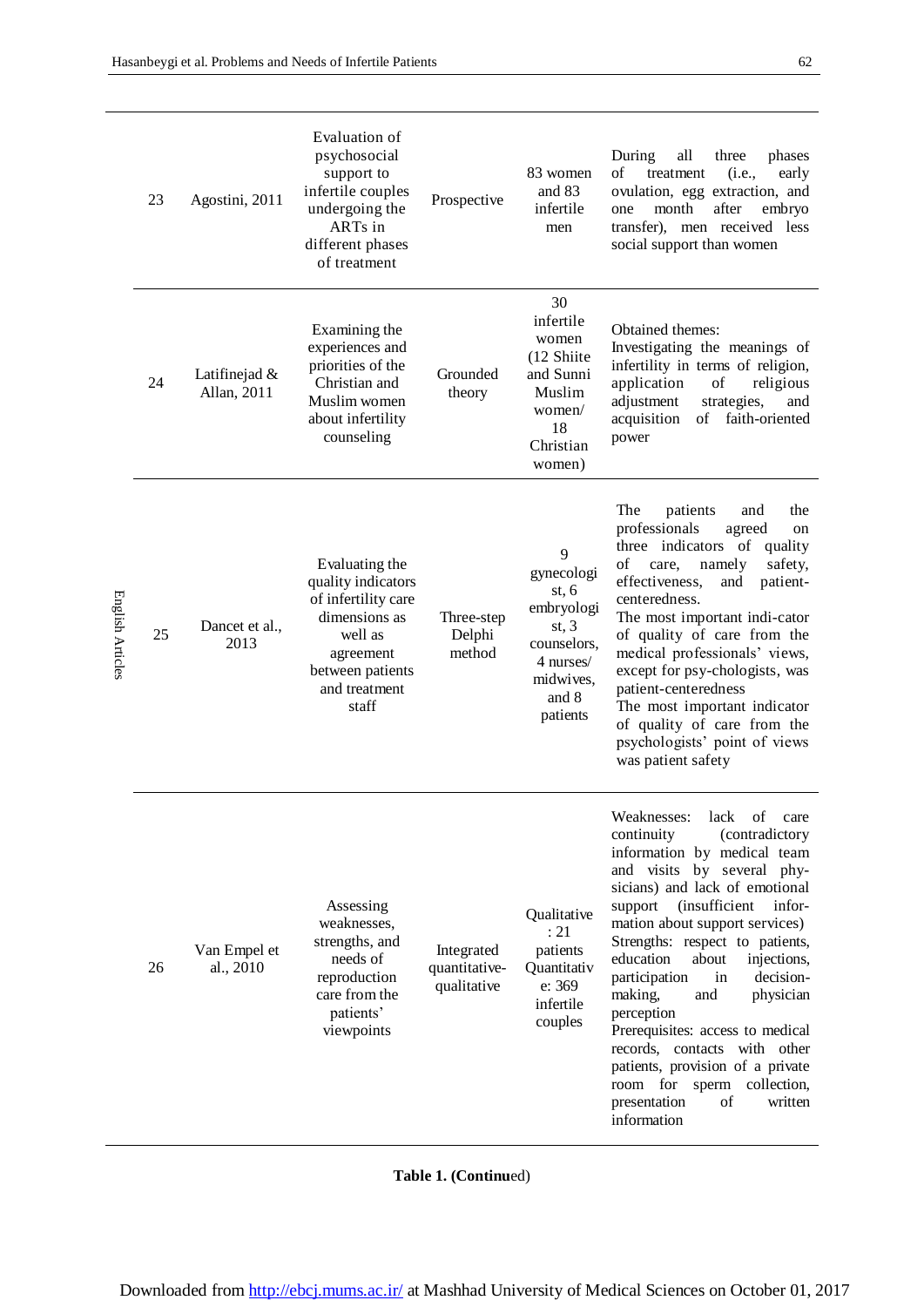| | | | | | |
|---|---|---|---|---|---|
| 23 | Agostini, 2011 | Evaluation of psychosocial support to infertile couples undergoing the ARTs in different phases of treatment | Prospective | 83 women and 83 infertile men | During all three phases of treatment (i.e., early ovulation, egg extraction, and one month after embryo transfer), men received less social support than women |
| 24 | Latifinejad & Allan, 2011 | Examining the experiences and priorities of the Christian and Muslim women about infertility counseling | Grounded theory | 30 infertile women (12 Shiite and Sunni Muslim women/ 18 Christian women) | Obtained themes: Investigating the meanings of infertility in terms of religion, application of religious adjustment strategies, and acquisition of faith-oriented power |
| 25 | Dancet et al., 2013 | Evaluating the quality indicators of infertility care dimensions as well as agreement between patients and treatment staff | Three-step Delphi method | 9 gynecologist, 6 embryologist, 3 counselors, 4 nurses/ midwives, and 8 patients | The patients and the professionals agreed on three indicators of quality of care, namely safety, effectiveness, and patient-centeredness. The most important indi-cator of quality of care from the medical professionals' views, except for psy-chologists, was patient-centeredness The most important indicator of quality of care from the psychologists' point of views was patient safety |
| 26 | Van Empel et al., 2010 | Assessing weaknesses, strengths, and needs of reproduction care from the patients' viewpoints | Integrated quantitative-qualitative | Qualitative: 21 patients Quantitative: 369 infertile couples | Weaknesses: lack of care continuity (contradictory information by medical team and visits by several phy-sicians) and lack of emotional support (insufficient infor-mation about support services) Strengths: respect to patients, education about injections, participation in decision-making, and physician perception Prerequisites: access to medical records, contacts with other patients, provision of a private room for sperm collection, presentation of written information |

**Table 1. (Continued)**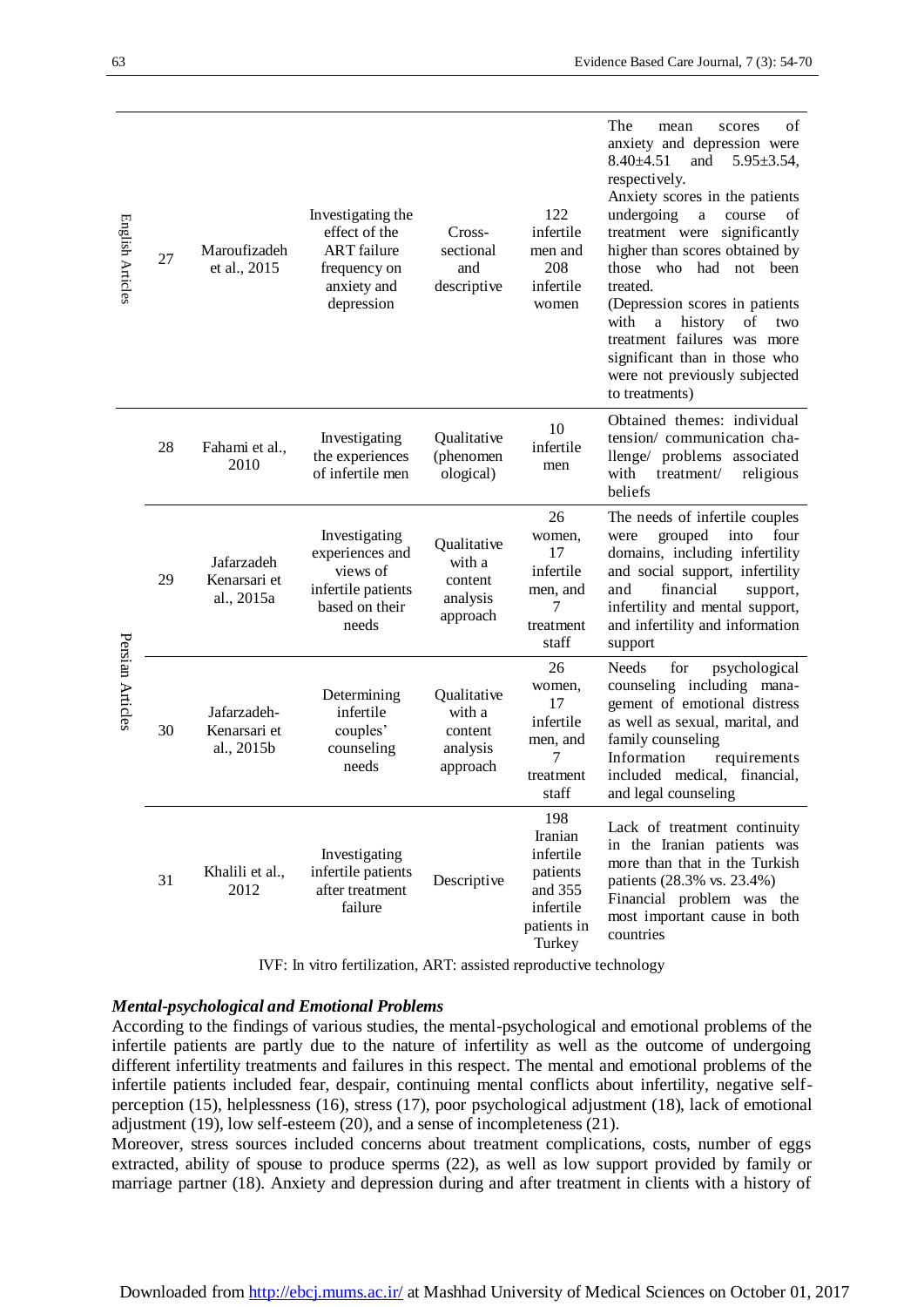| | | | | | | |
|---|---|---|---|---|---|---|
| English Articles | 27 | Maroufizadeh et al., 2015 | Investigating the effect of the ART failure frequency on anxiety and depression | Cross-sectional and descriptive | 122 infertile men and 208 infertile women | The mean scores of anxiety and depression were 8.40±4.51 and 5.95±3.54, respectively. Anxiety scores in the patients undergoing a course of treatment were significantly higher than scores obtained by those who had not been treated. (Depression scores in patients with a history of two treatment failures was more significant than in those who were not previously subjected to treatments) |
| Persian Articles | 28 | Fahami et al., 2010 | Investigating the experiences of infertile men | Qualitative (phenomenological) | 10 infertile men | Obtained themes: individual tension/ communication challenge/ problems associated with treatment/ religious beliefs |
| | 29 | Jafarzadeh Kenarsari et al., 2015a | Investigating experiences and views of infertile patients based on their needs | Qualitative with a content analysis approach | 26 women, 17 infertile men, and 7 treatment staff | The needs of infertile couples were grouped into four domains, including infertility and social support, infertility and financial support, infertility and mental support, and infertility and information support |
| | 30 | Jafarzadeh-Kenarsari et al., 2015b | Determining infertile couples' counseling needs | Qualitative with a content analysis approach | 26 women, 17 infertile men, and 7 treatment staff | Needs for psychological counseling including management of emotional distress as well as sexual, marital, and family counseling Information requirements included medical, financial, and legal counseling |
| | 31 | Khalili et al., 2012 | Investigating infertile patients after treatment failure | Descriptive | 198 Iranian infertile patients and 355 infertile patients in Turkey | Lack of treatment continuity in the Iranian patients was more than that in the Turkish patients (28.3% vs. 23.4%) Financial problem was the most important cause in both countries |

IVF: In vitro fertilization, ART: assisted reproductive technology

***Mental-psychological and Emotional Problems***

According to the findings of various studies, the mental-psychological and emotional problems of the infertile patients are partly due to the nature of infertility as well as the outcome of undergoing different infertility treatments and failures in this respect. The mental and emotional problems of the infertile patients included fear, despair, continuing mental conflicts about infertility, negative self-perception (15), helplessness (16), stress (17), poor psychological adjustment (18), lack of emotional adjustment (19), low self-esteem (20), and a sense of incompleteness (21).

Moreover, stress sources included concerns about treatment complications, costs, number of eggs extracted, ability of spouse to produce sperms (22), as well as low support provided by family or marriage partner (18). Anxiety and depression during and after treatment in clients with a history of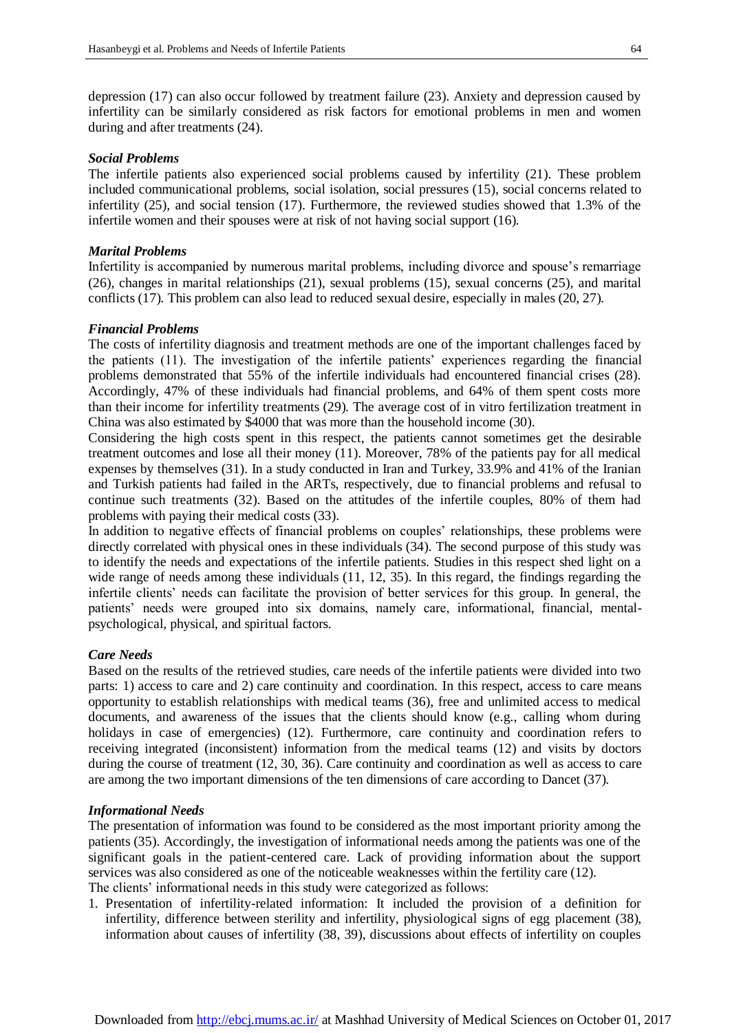depression (17) can also occur followed by treatment failure (23). Anxiety and depression caused by infertility can be similarly considered as risk factors for emotional problems in men and women during and after treatments (24).

***Social Problems***

The infertile patients also experienced social problems caused by infertility (21). These problem included communicational problems, social isolation, social pressures (15), social concerns related to infertility (25), and social tension (17). Furthermore, the reviewed studies showed that 1.3% of the infertile women and their spouses were at risk of not having social support (16).

***Marital Problems***

Infertility is accompanied by numerous marital problems, including divorce and spouse's remarriage (26), changes in marital relationships (21), sexual problems (15), sexual concerns (25), and marital conflicts (17). This problem can also lead to reduced sexual desire, especially in males (20, 27).

***Financial Problems***

The costs of infertility diagnosis and treatment methods are one of the important challenges faced by the patients (11). The investigation of the infertile patients' experiences regarding the financial problems demonstrated that 55% of the infertile individuals had encountered financial crises (28). Accordingly, 47% of these individuals had financial problems, and 64% of them spent costs more than their income for infertility treatments (29). The average cost of in vitro fertilization treatment in China was also estimated by $4000 that was more than the household income (30).

Considering the high costs spent in this respect, the patients cannot sometimes get the desirable treatment outcomes and lose all their money (11). Moreover, 78% of the patients pay for all medical expenses by themselves (31). In a study conducted in Iran and Turkey, 33.9% and 41% of the Iranian and Turkish patients had failed in the ARTs, respectively, due to financial problems and refusal to continue such treatments (32). Based on the attitudes of the infertile couples, 80% of them had problems with paying their medical costs (33).

In addition to negative effects of financial problems on couples' relationships, these problems were directly correlated with physical ones in these individuals (34). The second purpose of this study was to identify the needs and expectations of the infertile patients. Studies in this respect shed light on a wide range of needs among these individuals (11, 12, 35). In this regard, the findings regarding the infertile clients' needs can facilitate the provision of better services for this group. In general, the patients' needs were grouped into six domains, namely care, informational, financial, mental-psychological, physical, and spiritual factors.

***Care Needs***

Based on the results of the retrieved studies, care needs of the infertile patients were divided into two parts: 1) access to care and 2) care continuity and coordination. In this respect, access to care means opportunity to establish relationships with medical teams (36), free and unlimited access to medical documents, and awareness of the issues that the clients should know (e.g., calling whom during holidays in case of emergencies) (12). Furthermore, care continuity and coordination refers to receiving integrated (inconsistent) information from the medical teams (12) and visits by doctors during the course of treatment (12, 30, 36). Care continuity and coordination as well as access to care are among the two important dimensions of the ten dimensions of care according to Dancet (37).

***Informational Needs***

The presentation of information was found to be considered as the most important priority among the patients (35). Accordingly, the investigation of informational needs among the patients was one of the significant goals in the patient-centered care. Lack of providing information about the support services was also considered as one of the noticeable weaknesses within the fertility care (12).

The clients' informational needs in this study were categorized as follows:

1. Presentation of infertility-related information: It included the provision of a definition for infertility, difference between sterility and infertility, physiological signs of egg placement (38), information about causes of infertility (38, 39), discussions about effects of infertility on couples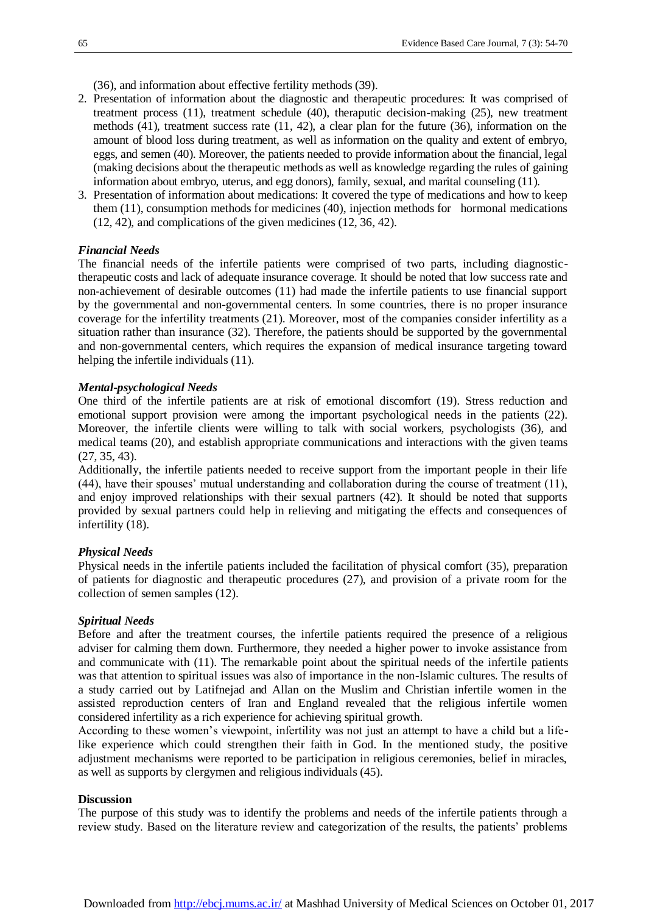(36), and information about effective fertility methods (39).

2. Presentation of information about the diagnostic and therapeutic procedures: It was comprised of treatment process (11), treatment schedule (40), theraputic decision-making (25), new treatment methods (41), treatment success rate (11, 42), a clear plan for the future (36), information on the amount of blood loss during treatment, as well as information on the quality and extent of embryo, eggs, and semen (40). Moreover, the patients needed to provide information about the financial, legal (making decisions about the therapeutic methods as well as knowledge regarding the rules of gaining information about embryo, uterus, and egg donors), family, sexual, and marital counseling (11).
3. Presentation of information about medications: It covered the type of medications and how to keep them (11), consumption methods for medicines (40), injection methods for hormonal medications (12, 42), and complications of the given medicines (12, 36, 42).

### *Financial Needs*

The financial needs of the infertile patients were comprised of two parts, including diagnostic-therapeutic costs and lack of adequate insurance coverage. It should be noted that low success rate and non-achievement of desirable outcomes (11) had made the infertile patients to use financial support by the governmental and non-governmental centers. In some countries, there is no proper insurance coverage for the infertility treatments (21). Moreover, most of the companies consider infertility as a situation rather than insurance (32). Therefore, the patients should be supported by the governmental and non-governmental centers, which requires the expansion of medical insurance targeting toward helping the infertile individuals (11).

### *Mental-psychological Needs*

One third of the infertile patients are at risk of emotional discomfort (19). Stress reduction and emotional support provision were among the important psychological needs in the patients (22). Moreover, the infertile clients were willing to talk with social workers, psychologists (36), and medical teams (20), and establish appropriate communications and interactions with the given teams (27, 35, 43).

Additionally, the infertile patients needed to receive support from the important people in their life (44), have their spouses' mutual understanding and collaboration during the course of treatment (11), and enjoy improved relationships with their sexual partners (42). It should be noted that supports provided by sexual partners could help in relieving and mitigating the effects and consequences of infertility (18).

### *Physical Needs*

Physical needs in the infertile patients included the facilitation of physical comfort (35), preparation of patients for diagnostic and therapeutic procedures (27), and provision of a private room for the collection of semen samples (12).

### *Spiritual Needs*

Before and after the treatment courses, the infertile patients required the presence of a religious adviser for calming them down. Furthermore, they needed a higher power to invoke assistance from and communicate with (11). The remarkable point about the spiritual needs of the infertile patients was that attention to spiritual issues was also of importance in the non-Islamic cultures. The results of a study carried out by Latifnejad and Allan on the Muslim and Christian infertile women in the assisted reproduction centers of Iran and England revealed that the religious infertile women considered infertility as a rich experience for achieving spiritual growth.

According to these women's viewpoint, infertility was not just an attempt to have a child but a life-like experience which could strengthen their faith in God. In the mentioned study, the positive adjustment mechanisms were reported to be participation in religious ceremonies, belief in miracles, as well as supports by clergymen and religious individuals (45).

## **Discussion**

The purpose of this study was to identify the problems and needs of the infertile patients through a review study. Based on the literature review and categorization of the results, the patients' problems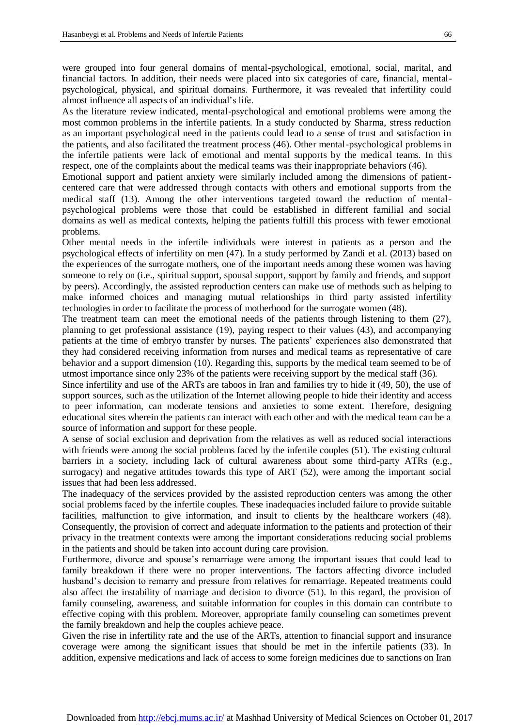were grouped into four general domains of mental-psychological, emotional, social, marital, and financial factors. In addition, their needs were placed into six categories of care, financial, mental-psychological, physical, and spiritual domains. Furthermore, it was revealed that infertility could almost influence all aspects of an individual's life.

As the literature review indicated, mental-psychological and emotional problems were among the most common problems in the infertile patients. In a study conducted by Sharma, stress reduction as an important psychological need in the patients could lead to a sense of trust and satisfaction in the patients, and also facilitated the treatment process (46). Other mental-psychological problems in the infertile patients were lack of emotional and mental supports by the medical teams. In this respect, one of the complaints about the medical teams was their inappropriate behaviors (46).

Emotional support and patient anxiety were similarly included among the dimensions of patient-centered care that were addressed through contacts with others and emotional supports from the medical staff (13). Among the other interventions targeted toward the reduction of mental-psychological problems were those that could be established in different familial and social domains as well as medical contexts, helping the patients fulfill this process with fewer emotional problems.

Other mental needs in the infertile individuals were interest in patients as a person and the psychological effects of infertility on men (47). In a study performed by Zandi et al. (2013) based on the experiences of the surrogate mothers, one of the important needs among these women was having someone to rely on (i.e., spiritual support, spousal support, support by family and friends, and support by peers). Accordingly, the assisted reproduction centers can make use of methods such as helping to make informed choices and managing mutual relationships in third party assisted infertility technologies in order to facilitate the process of motherhood for the surrogate women (48).

The treatment team can meet the emotional needs of the patients through listening to them (27), planning to get professional assistance (19), paying respect to their values (43), and accompanying patients at the time of embryo transfer by nurses. The patients' experiences also demonstrated that they had considered receiving information from nurses and medical teams as representative of care behavior and a support dimension (10). Regarding this, supports by the medical team seemed to be of utmost importance since only 23% of the patients were receiving support by the medical staff (36).

Since infertility and use of the ARTs are taboos in Iran and families try to hide it (49, 50), the use of support sources, such as the utilization of the Internet allowing people to hide their identity and access to peer information, can moderate tensions and anxieties to some extent. Therefore, designing educational sites wherein the patients can interact with each other and with the medical team can be a source of information and support for these people.

A sense of social exclusion and deprivation from the relatives as well as reduced social interactions with friends were among the social problems faced by the infertile couples (51). The existing cultural barriers in a society, including lack of cultural awareness about some third-party ATRs (e.g., surrogacy) and negative attitudes towards this type of ART (52), were among the important social issues that had been less addressed.

The inadequacy of the services provided by the assisted reproduction centers was among the other social problems faced by the infertile couples. These inadequacies included failure to provide suitable facilities, malfunction to give information, and insult to clients by the healthcare workers (48). Consequently, the provision of correct and adequate information to the patients and protection of their privacy in the treatment contexts were among the important considerations reducing social problems in the patients and should be taken into account during care provision.

Furthermore, divorce and spouse's remarriage were among the important issues that could lead to family breakdown if there were no proper interventions. The factors affecting divorce included husband's decision to remarry and pressure from relatives for remarriage. Repeated treatments could also affect the instability of marriage and decision to divorce (51). In this regard, the provision of family counseling, awareness, and suitable information for couples in this domain can contribute to effective coping with this problem. Moreover, appropriate family counseling can sometimes prevent the family breakdown and help the couples achieve peace.

Given the rise in infertility rate and the use of the ARTs, attention to financial support and insurance coverage were among the significant issues that should be met in the infertile patients (33). In addition, expensive medications and lack of access to some foreign medicines due to sanctions on Iran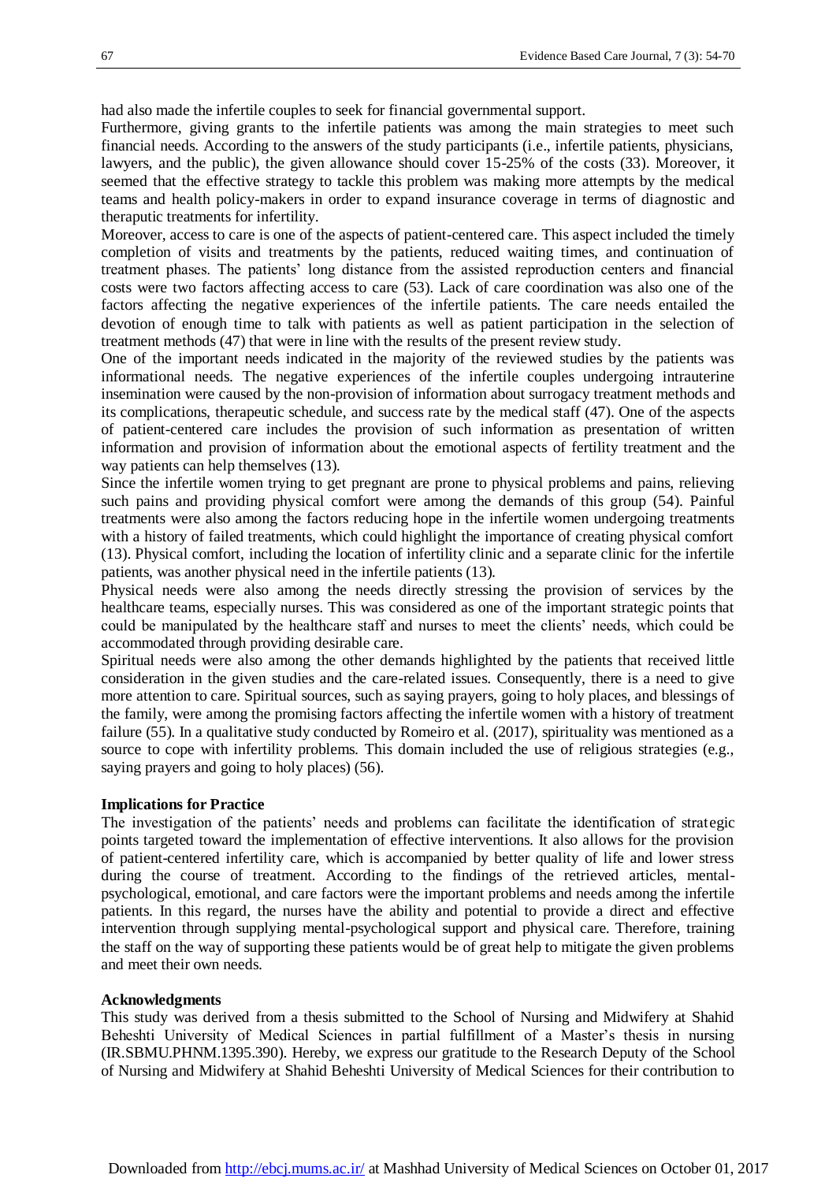had also made the infertile couples to seek for financial governmental support.

Furthermore, giving grants to the infertile patients was among the main strategies to meet such financial needs. According to the answers of the study participants (i.e., infertile patients, physicians, lawyers, and the public), the given allowance should cover 15-25% of the costs (33). Moreover, it seemed that the effective strategy to tackle this problem was making more attempts by the medical teams and health policy-makers in order to expand insurance coverage in terms of diagnostic and theraputic treatments for infertility.

Moreover, access to care is one of the aspects of patient-centered care. This aspect included the timely completion of visits and treatments by the patients, reduced waiting times, and continuation of treatment phases. The patients' long distance from the assisted reproduction centers and financial costs were two factors affecting access to care (53). Lack of care coordination was also one of the factors affecting the negative experiences of the infertile patients. The care needs entailed the devotion of enough time to talk with patients as well as patient participation in the selection of treatment methods (47) that were in line with the results of the present review study.

One of the important needs indicated in the majority of the reviewed studies by the patients was informational needs. The negative experiences of the infertile couples undergoing intrauterine insemination were caused by the non-provision of information about surrogacy treatment methods and its complications, therapeutic schedule, and success rate by the medical staff (47). One of the aspects of patient-centered care includes the provision of such information as presentation of written information and provision of information about the emotional aspects of fertility treatment and the way patients can help themselves (13).

Since the infertile women trying to get pregnant are prone to physical problems and pains, relieving such pains and providing physical comfort were among the demands of this group (54). Painful treatments were also among the factors reducing hope in the infertile women undergoing treatments with a history of failed treatments, which could highlight the importance of creating physical comfort (13). Physical comfort, including the location of infertility clinic and a separate clinic for the infertile patients, was another physical need in the infertile patients (13).

Physical needs were also among the needs directly stressing the provision of services by the healthcare teams, especially nurses. This was considered as one of the important strategic points that could be manipulated by the healthcare staff and nurses to meet the clients' needs, which could be accommodated through providing desirable care.

Spiritual needs were also among the other demands highlighted by the patients that received little consideration in the given studies and the care-related issues. Consequently, there is a need to give more attention to care. Spiritual sources, such as saying prayers, going to holy places, and blessings of the family, were among the promising factors affecting the infertile women with a history of treatment failure (55). In a qualitative study conducted by Romeiro et al. (2017), spirituality was mentioned as a source to cope with infertility problems. This domain included the use of religious strategies (e.g., saying prayers and going to holy places) (56).

**Implications for Practice**

The investigation of the patients' needs and problems can facilitate the identification of strategic points targeted toward the implementation of effective interventions. It also allows for the provision of patient-centered infertility care, which is accompanied by better quality of life and lower stress during the course of treatment. According to the findings of the retrieved articles, mental-psychological, emotional, and care factors were the important problems and needs among the infertile patients. In this regard, the nurses have the ability and potential to provide a direct and effective intervention through supplying mental-psychological support and physical care. Therefore, training the staff on the way of supporting these patients would be of great help to mitigate the given problems and meet their own needs.

**Acknowledgments**

This study was derived from a thesis submitted to the School of Nursing and Midwifery at Shahid Beheshti University of Medical Sciences in partial fulfillment of a Master's thesis in nursing (IR.SBMU.PHNM.1395.390). Hereby, we express our gratitude to the Research Deputy of the School of Nursing and Midwifery at Shahid Beheshti University of Medical Sciences for their contribution to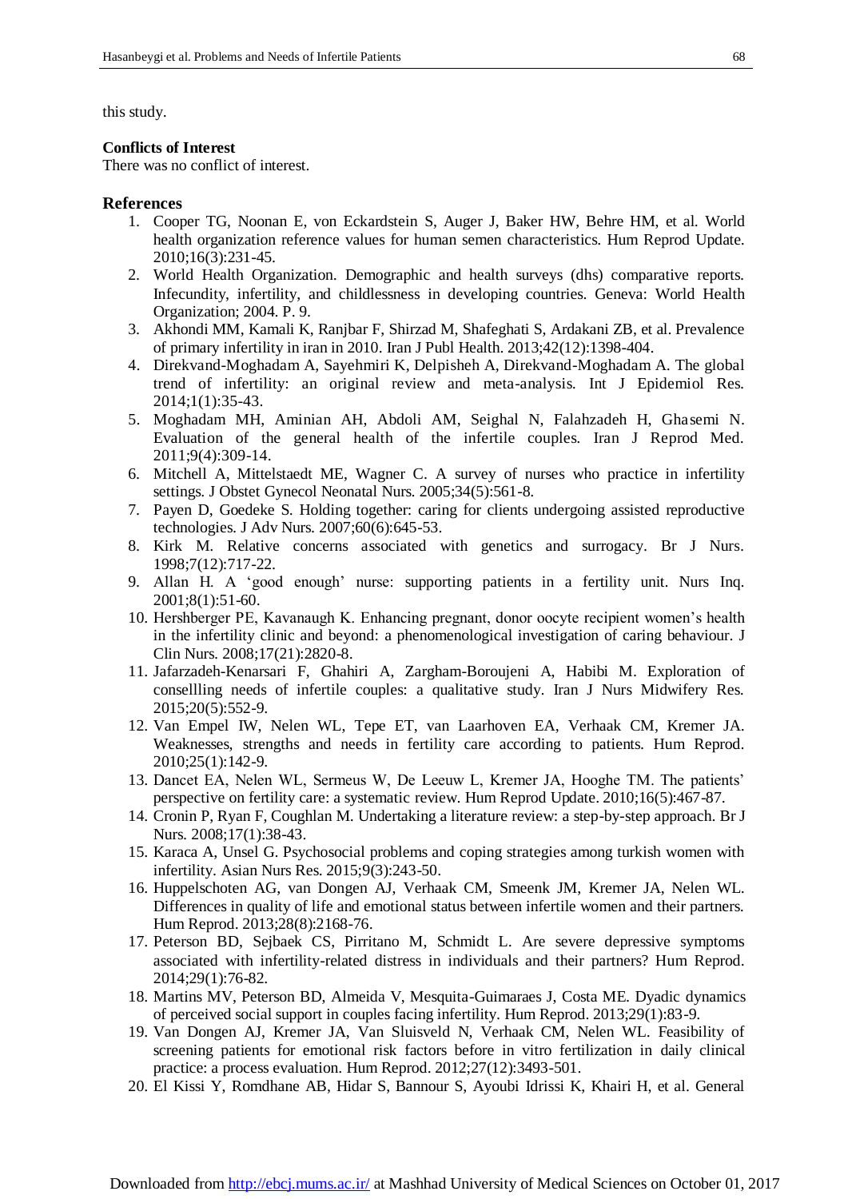this study.

**Conflicts of Interest**

There was no conflict of interest.

## References

1. Cooper TG, Noonan E, von Eckardstein S, Auger J, Baker HW, Behre HM, et al. World health organization reference values for human semen characteristics. Hum Reprod Update. 2010;16(3):231-45.
2. World Health Organization. Demographic and health surveys (dhs) comparative reports. Infecundity, infertility, and childlessness in developing countries. Geneva: World Health Organization; 2004. P. 9.
3. Akhondi MM, Kamali K, Ranjbar F, Shirzad M, Shafeghati S, Ardakani ZB, et al. Prevalence of primary infertility in iran in 2010. Iran J Publ Health. 2013;42(12):1398-404.
4. Direkvand-Moghadam A, Sayehmiri K, Delpisheh A, Direkvand-Moghadam A. The global trend of infertility: an original review and meta-analysis. Int J Epidemiol Res. 2014;1(1):35-43.
5. Moghadam MH, Aminian AH, Abdoli AM, Seighal N, Falahzadeh H, Ghasemi N. Evaluation of the general health of the infertile couples. Iran J Reprod Med. 2011;9(4):309-14.
6. Mitchell A, Mittelstaedt ME, Wagner C. A survey of nurses who practice in infertility settings. J Obstet Gynecol Neonatal Nurs. 2005;34(5):561-8.
7. Payen D, Goedeke S. Holding together: caring for clients undergoing assisted reproductive technologies. J Adv Nurs. 2007;60(6):645-53.
8. Kirk M. Relative concerns associated with genetics and surrogacy. Br J Nurs. 1998;7(12):717-22.
9. Allan H. A 'good enough' nurse: supporting patients in a fertility unit. Nurs Inq. 2001;8(1):51-60.
10. Hershberger PE, Kavanaugh K. Enhancing pregnant, donor oocyte recipient women's health in the infertility clinic and beyond: a phenomenological investigation of caring behaviour. J Clin Nurs. 2008;17(21):2820-8.
11. Jafarzadeh-Kenarsari F, Ghahiri A, Zargham-Boroujeni A, Habibi M. Exploration of consellling needs of infertile couples: a qualitative study. Iran J Nurs Midwifery Res. 2015;20(5):552-9.
12. Van Empel IW, Nelen WL, Tepe ET, van Laarhoven EA, Verhaak CM, Kremer JA. Weaknesses, strengths and needs in fertility care according to patients. Hum Reprod. 2010;25(1):142-9.
13. Dancet EA, Nelen WL, Sermeus W, De Leeuw L, Kremer JA, Hooghe TM. The patients' perspective on fertility care: a systematic review. Hum Reprod Update. 2010;16(5):467-87.
14. Cronin P, Ryan F, Coughlan M. Undertaking a literature review: a step-by-step approach. Br J Nurs. 2008;17(1):38-43.
15. Karaca A, Unsel G. Psychosocial problems and coping strategies among turkish women with infertility. Asian Nurs Res. 2015;9(3):243-50.
16. Huppelschoten AG, van Dongen AJ, Verhaak CM, Smeenk JM, Kremer JA, Nelen WL. Differences in quality of life and emotional status between infertile women and their partners. Hum Reprod. 2013;28(8):2168-76.
17. Peterson BD, Sejbaek CS, Pirritano M, Schmidt L. Are severe depressive symptoms associated with infertility-related distress in individuals and their partners? Hum Reprod. 2014;29(1):76-82.
18. Martins MV, Peterson BD, Almeida V, Mesquita-Guimaraes J, Costa ME. Dyadic dynamics of perceived social support in couples facing infertility. Hum Reprod. 2013;29(1):83-9.
19. Van Dongen AJ, Kremer JA, Van Sluisveld N, Verhaak CM, Nelen WL. Feasibility of screening patients for emotional risk factors before in vitro fertilization in daily clinical practice: a process evaluation. Hum Reprod. 2012;27(12):3493-501.
20. El Kissi Y, Romdhane AB, Hidar S, Bannour S, Ayoubi Idrissi K, Khairi H, et al. General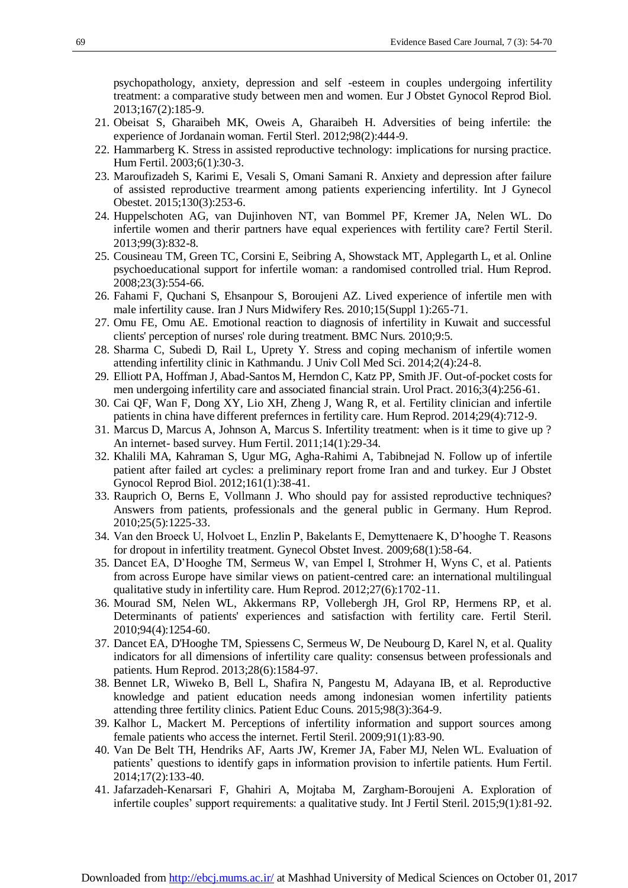psychopathology, anxiety, depression and self -esteem in couples undergoing infertility treatment: a comparative study between men and women. Eur J Obstet Gynocol Reprod Biol. 2013;167(2):185-9.

21. Obeisat S, Gharaibeh MK, Oweis A, Gharaibeh H. Adversities of being infertile: the experience of Jordanain woman. Fertil Sterl. 2012;98(2):444-9.
22. Hammarberg K. Stress in assisted reproductive technology: implications for nursing practice. Hum Fertil. 2003;6(1):30-3.
23. Maroufizadeh S, Karimi E, Vesali S, Omani Samani R. Anxiety and depression after failure of assisted reproductive trearment among patients experiencing infertility. Int J Gynecol Obestet. 2015;130(3):253-6.
24. Huppelschoten AG, van Dujinhoven NT, van Bommel PF, Kremer JA, Nelen WL. Do infertile women and therir partners have equal experiences with fertility care? Fertil Steril. 2013;99(3):832-8.
25. Cousineau TM, Green TC, Corsini E, Seibring A, Showstack MT, Applegarth L, et al. Online psychoeducational support for infertile woman: a randomised controlled trial. Hum Reprod. 2008;23(3):554-66.
26. Fahami F, Quchani S, Ehsanpour S, Boroujeni AZ. Lived experience of infertile men with male infertility cause. Iran J Nurs Midwifery Res. 2010;15(Suppl 1):265-71.
27. Omu FE, Omu AE. Emotional reaction to diagnosis of infertility in Kuwait and successful clients' perception of nurses' role during treatment. BMC Nurs. 2010;9:5.
28. Sharma C, Subedi D, Rail L, Uprety Y. Stress and coping mechanism of infertile women attending infertility clinic in Kathmandu. J Univ Coll Med Sci. 2014;2(4):24-8.
29. Elliott PA, Hoffman J, Abad-Santos M, Herndon C, Katz PP, Smith JF. Out-of-pocket costs for men undergoing infertility care and associated financial strain. Urol Pract. 2016;3(4):256-61.
30. Cai QF, Wan F, Dong XY, Lio XH, Zheng J, Wang R, et al. Fertility clinician and infertile patients in china have different prefernces in fertility care. Hum Reprod. 2014;29(4):712-9.
31. Marcus D, Marcus A, Johnson A, Marcus S. Infertility treatment: when is it time to give up ? An internet- based survey. Hum Fertil. 2011;14(1):29-34.
32. Khalili MA, Kahraman S, Ugur MG, Agha-Rahimi A, Tabibnejad N. Follow up of infertile patient after failed art cycles: a preliminary report frome Iran and and turkey. Eur J Obstet Gynocol Reprod Biol. 2012;161(1):38-41.
33. Rauprich O, Berns E, Vollmann J. Who should pay for assisted reproductive techniques? Answers from patients, professionals and the general public in Germany. Hum Reprod. 2010;25(5):1225-33.
34. Van den Broeck U, Holvoet L, Enzlin P, Bakelants E, Demyttenaere K, D'hooghe T. Reasons for dropout in infertility treatment. Gynecol Obstet Invest. 2009;68(1):58-64.
35. Dancet EA, D'Hooghe TM, Sermeus W, van Empel I, Strohmer H, Wyns C, et al. Patients from across Europe have similar views on patient-centred care: an international multilingual qualitative study in infertility care. Hum Reprod. 2012;27(6):1702-11.
36. Mourad SM, Nelen WL, Akkermans RP, Vollebergh JH, Grol RP, Hermens RP, et al. Determinants of patients' experiences and satisfaction with fertility care. Fertil Steril. 2010;94(4):1254-60.
37. Dancet EA, D'Hooghe TM, Spiessens C, Sermeus W, De Neubourg D, Karel N, et al. Quality indicators for all dimensions of infertility care quality: consensus between professionals and patients. Hum Reprod. 2013;28(6):1584-97.
38. Bennet LR, Wiweko B, Bell L, Shafira N, Pangestu M, Adayana IB, et al. Reproductive knowledge and patient education needs among indonesian women infertility patients attending three fertility clinics. Patient Educ Couns. 2015;98(3):364-9.
39. Kalhor L, Mackert M. Perceptions of infertility information and support sources among female patients who access the internet. Fertil Steril. 2009;91(1):83-90.
40. Van De Belt TH, Hendriks AF, Aarts JW, Kremer JA, Faber MJ, Nelen WL. Evaluation of patients' questions to identify gaps in information provision to infertile patients. Hum Fertil. 2014;17(2):133-40.
41. Jafarzadeh-Kenarsari F, Ghahiri A, Mojtaba M, Zargham-Boroujeni A. Exploration of infertile couples' support requirements: a qualitative study. Int J Fertil Steril. 2015;9(1):81-92.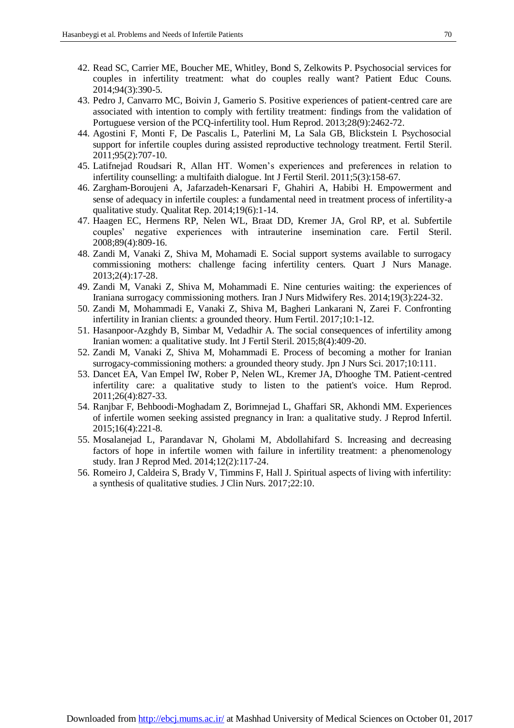42. Read SC, Carrier ME, Boucher ME, Whitley, Bond S, Zelkowits P. Psychosocial services for couples in infertility treatment: what do couples really want? Patient Educ Couns. 2014;94(3):390-5.
43. Pedro J, Canvarro MC, Boivin J, Gamerio S. Positive experiences of patient-centred care are associated with intention to comply with fertility treatment: findings from the validation of Portuguese version of the PCQ-infertility tool. Hum Reprod. 2013;28(9):2462-72.
44. Agostini F, Monti F, De Pascalis L, Paterlini M, La Sala GB, Blickstein I. Psychosocial support for infertile couples during assisted reproductive technology treatment. Fertil Steril. 2011;95(2):707-10.
45. Latifnejad Roudsari R, Allan HT. Women's experiences and preferences in relation to infertility counselling: a multifaith dialogue. Int J Fertil Steril. 2011;5(3):158-67.
46. Zargham-Boroujeni A, Jafarzadeh-Kenarsari F, Ghahiri A, Habibi H. Empowerment and sense of adequacy in infertile couples: a fundamental need in treatment process of infertility-a qualitative study. Qualitat Rep. 2014;19(6):1-14.
47. Haagen EC, Hermens RP, Nelen WL, Braat DD, Kremer JA, Grol RP, et al. Subfertile couples' negative experiences with intrauterine insemination care. Fertil Steril. 2008;89(4):809-16.
48. Zandi M, Vanaki Z, Shiva M, Mohamadi E. Social support systems available to surrogacy commissioning mothers: challenge facing infertility centers. Quart J Nurs Manage. 2013;2(4):17-28.
49. Zandi M, Vanaki Z, Shiva M, Mohammadi E. Nine centuries waiting: the experiences of Iraniana surrogacy commissioning mothers. Iran J Nurs Midwifery Res. 2014;19(3):224-32.
50. Zandi M, Mohammadi E, Vanaki Z, Shiva M, Bagheri Lankarani N, Zarei F. Confronting infertility in Iranian clients: a grounded theory. Hum Fertil. 2017;10:1-12.
51. Hasanpoor-Azghdy B, Simbar M, Vedadhir A. The social consequences of infertility among Iranian women: a qualitative study. Int J Fertil Steril. 2015;8(4):409-20.
52. Zandi M, Vanaki Z, Shiva M, Mohammadi E. Process of becoming a mother for Iranian surrogacy-commissioning mothers: a grounded theory study. Jpn J Nurs Sci. 2017;10:111.
53. Dancet EA, Van Empel IW, Rober P, Nelen WL, Kremer JA, D'hooghe TM. Patient-centred infertility care: a qualitative study to listen to the patient's voice. Hum Reprod. 2011;26(4):827-33.
54. Ranjbar F, Behboodi-Moghadam Z, Borimnejad L, Ghaffari SR, Akhondi MM. Experiences of infertile women seeking assisted pregnancy in Iran: a qualitative study. J Reprod Infertil. 2015;16(4):221-8.
55. Mosalanejad L, Parandavar N, Gholami M, Abdollahifard S. Increasing and decreasing factors of hope in infertile women with failure in infertility treatment: a phenomenology study. Iran J Reprod Med. 2014;12(2):117-24.
56. Romeiro J, Caldeira S, Brady V, Timmins F, Hall J. Spiritual aspects of living with infertility: a synthesis of qualitative studies. J Clin Nurs. 2017;22:10.